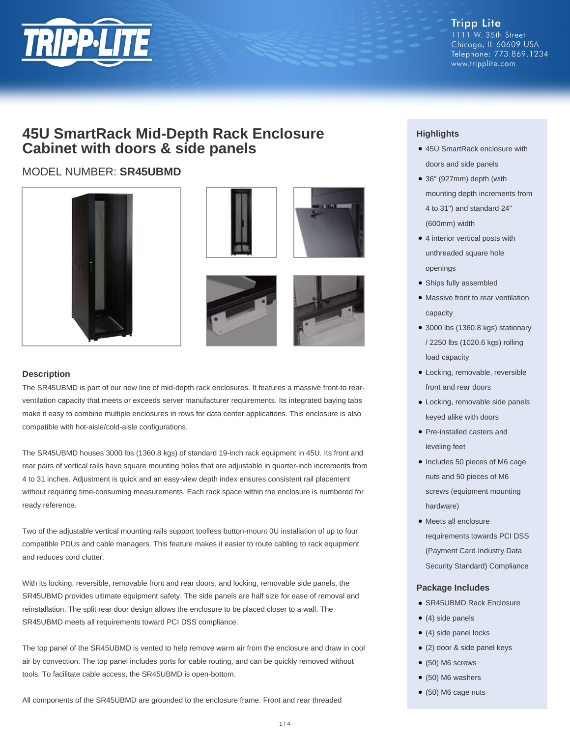Tripp Lite
1111 W. 35th Street
Chicago, IL 60609 USA
Telephone: 773.869.1234
www.tripplite.com

# 45U SmartRack Mid-Depth Rack Enclosure Cabinet with doors & side panels

MODEL NUMBER: **SR45UBMD**

## Description

The SR45UBMD is part of our new line of mid-depth rack enclosures. It features a massive front-to rear-ventilation capacity that meets or exceeds server manufacturer requirements. Its integrated baying tabs make it easy to combine multiple enclosures in rows for data center applications. This enclosure is also compatible with hot-aisle/cold-aisle configurations.

The SR45UBMD houses 3000 lbs (1360.8 kgs) of standard 19-inch rack equipment in 45U. Its front and rear pairs of vertical rails have square mounting holes that are adjustable in quarter-inch increments from 4 to 31 inches. Adjustment is quick and an easy-view depth index ensures consistent rail placement without requiring time-consuming measurements. Each rack space within the enclosure is numbered for ready reference.

Two of the adjustable vertical mounting rails support toolless button-mount 0U installation of up to four compatible PDUs and cable managers. This feature makes it easier to route cabling to rack equipment and reduces cord clutter.

With its locking, reversible, removable front and rear doors, and locking, removable side panels, the SR45UBMD provides ultimate equipment safety. The side panels are half size for ease of removal and reinstallation. The split rear door design allows the enclosure to be placed closer to a wall. The SR45UBMD meets all requirements toward PCI DSS compliance.

The top panel of the SR45UBMD is vented to help remove warm air from the enclosure and draw in cool air by convection. The top panel includes ports for cable routing, and can be quickly removed without tools. To facilitate cable access, the SR45UBMD is open-bottom.

All components of the SR45UBMD are grounded to the enclosure frame. Front and rear threaded

## Highlights

- 45U SmartRack enclosure with doors and side panels
- 36" (927mm) depth (with mounting depth increments from 4 to 31") and standard 24" (600mm) width
- 4 interior vertical posts with unthreaded square hole openings
- Ships fully assembled
- Massive front to rear ventilation capacity
- 3000 lbs (1360.8 kgs) stationary / 2250 lbs (1020.6 kgs) rolling load capacity
- Locking, removable, reversible front and rear doors
- Locking, removable side panels keyed alike with doors
- Pre-installed casters and leveling feet
- Includes 50 pieces of M6 cage nuts and 50 pieces of M6 screws (equipment mounting hardware)
- Meets all enclosure requirements towards PCI DSS (Payment Card Industry Data Security Standard) Compliance

## Package Includes

- SR45UBMD Rack Enclosure
- (4) side panels
- (4) side panel locks
- (2) door & side panel keys
- (50) M6 screws
- (50) M6 washers
- (50) M6 cage nuts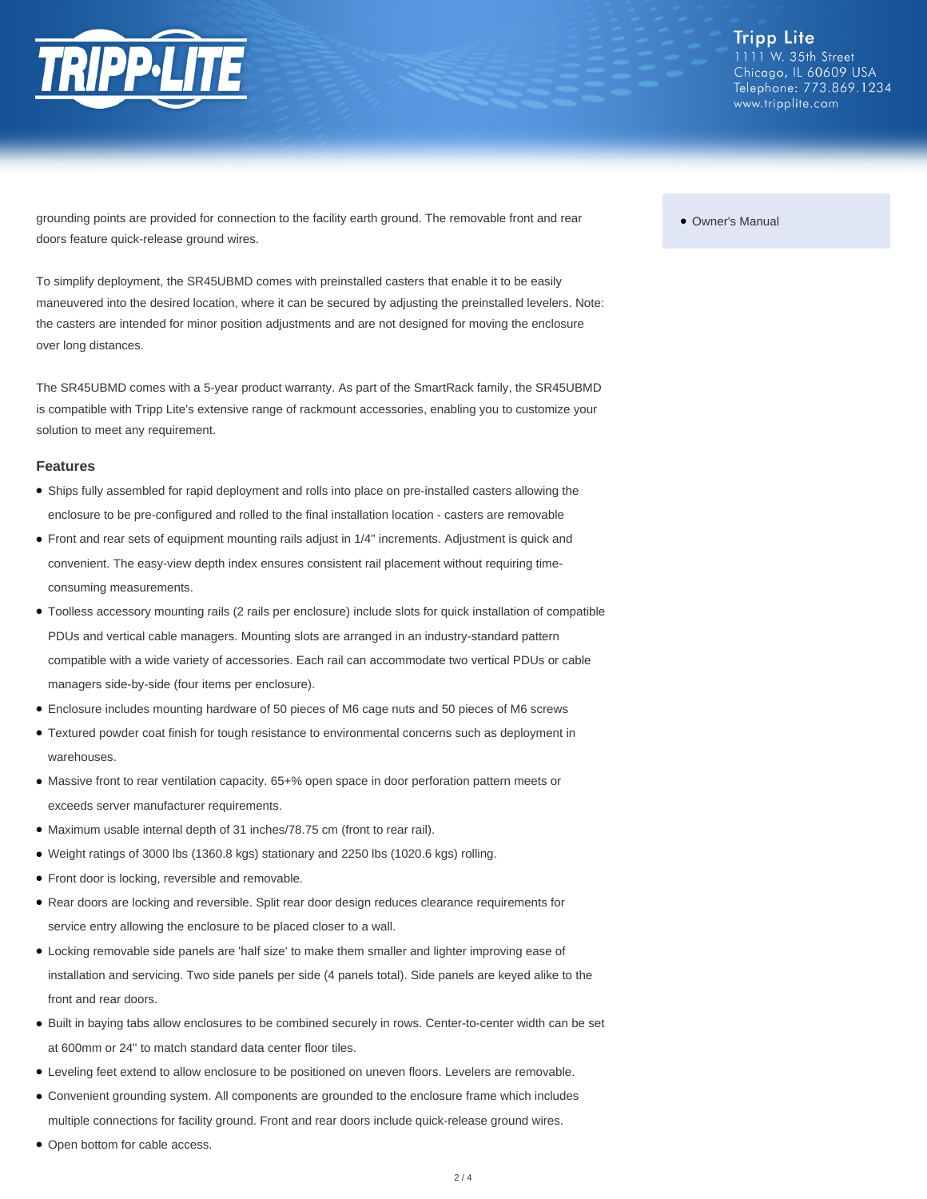grounding points are provided for connection to the facility earth ground. The removable front and rear doors feature quick-release ground wires.

To simplify deployment, the SR45UBMD comes with preinstalled casters that enable it to be easily maneuvered into the desired location, where it can be secured by adjusting the preinstalled levelers. Note: the casters are intended for minor position adjustments and are not designed for moving the enclosure over long distances.

The SR45UBMD comes with a 5-year product warranty. As part of the SmartRack family, the SR45UBMD is compatible with Tripp Lite's extensive range of rackmount accessories, enabling you to customize your solution to meet any requirement.

- Owner's Manual

### Features

- Ships fully assembled for rapid deployment and rolls into place on pre-installed casters allowing the enclosure to be pre-configured and rolled to the final installation location - casters are removable
- Front and rear sets of equipment mounting rails adjust in 1/4" increments. Adjustment is quick and convenient. The easy-view depth index ensures consistent rail placement without requiring time-consuming measurements.
- Toolless accessory mounting rails (2 rails per enclosure) include slots for quick installation of compatible PDUs and vertical cable managers. Mounting slots are arranged in an industry-standard pattern compatible with a wide variety of accessories. Each rail can accommodate two vertical PDUs or cable managers side-by-side (four items per enclosure).
- Enclosure includes mounting hardware of 50 pieces of M6 cage nuts and 50 pieces of M6 screws
- Textured powder coat finish for tough resistance to environmental concerns such as deployment in warehouses.
- Massive front to rear ventilation capacity. 65+% open space in door perforation pattern meets or exceeds server manufacturer requirements.
- Maximum usable internal depth of 31 inches/78.75 cm (front to rear rail).
- Weight ratings of 3000 lbs (1360.8 kgs) stationary and 2250 lbs (1020.6 kgs) rolling.
- Front door is locking, reversible and removable.
- Rear doors are locking and reversible. Split rear door design reduces clearance requirements for service entry allowing the enclosure to be placed closer to a wall.
- Locking removable side panels are 'half size' to make them smaller and lighter improving ease of installation and servicing. Two side panels per side (4 panels total). Side panels are keyed alike to the front and rear doors.
- Built in baying tabs allow enclosures to be combined securely in rows. Center-to-center width can be set at 600mm or 24" to match standard data center floor tiles.
- Leveling feet extend to allow enclosure to be positioned on uneven floors. Levelers are removable.
- Convenient grounding system. All components are grounded to the enclosure frame which includes multiple connections for facility ground. Front and rear doors include quick-release ground wires.
- Open bottom for cable access.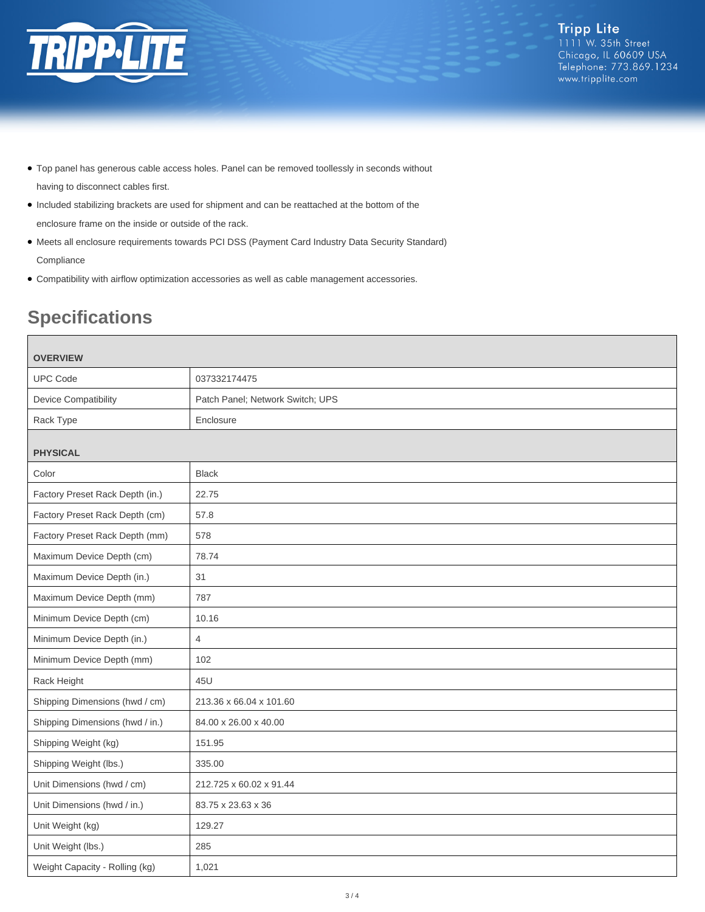- Top panel has generous cable access holes. Panel can be removed toollessly in seconds without having to disconnect cables first.
- Included stabilizing brackets are used for shipment and can be reattached at the bottom of the enclosure frame on the inside or outside of the rack.
- Meets all enclosure requirements towards PCI DSS (Payment Card Industry Data Security Standard) Compliance
- Compatibility with airflow optimization accessories as well as cable management accessories.

## Specifications

| **OVERVIEW** | |
|---|---|
| UPC Code | 037332174475 |
| Device Compatibility | Patch Panel; Network Switch; UPS |
| Rack Type | Enclosure |
| **PHYSICAL** | |
| Color | Black |
| Factory Preset Rack Depth (in.) | 22.75 |
| Factory Preset Rack Depth (cm) | 57.8 |
| Factory Preset Rack Depth (mm) | 578 |
| Maximum Device Depth (cm) | 78.74 |
| Maximum Device Depth (in.) | 31 |
| Maximum Device Depth (mm) | 787 |
| Minimum Device Depth (cm) | 10.16 |
| Minimum Device Depth (in.) | 4 |
| Minimum Device Depth (mm) | 102 |
| Rack Height | 45U |
| Shipping Dimensions (hwd / cm) | 213.36 x 66.04 x 101.60 |
| Shipping Dimensions (hwd / in.) | 84.00 x 26.00 x 40.00 |
| Shipping Weight (kg) | 151.95 |
| Shipping Weight (lbs.) | 335.00 |
| Unit Dimensions (hwd / cm) | 212.725 x 60.02 x 91.44 |
| Unit Dimensions (hwd / in.) | 83.75 x 23.63 x 36 |
| Unit Weight (kg) | 129.27 |
| Unit Weight (lbs.) | 285 |
| Weight Capacity - Rolling (kg) | 1,021 |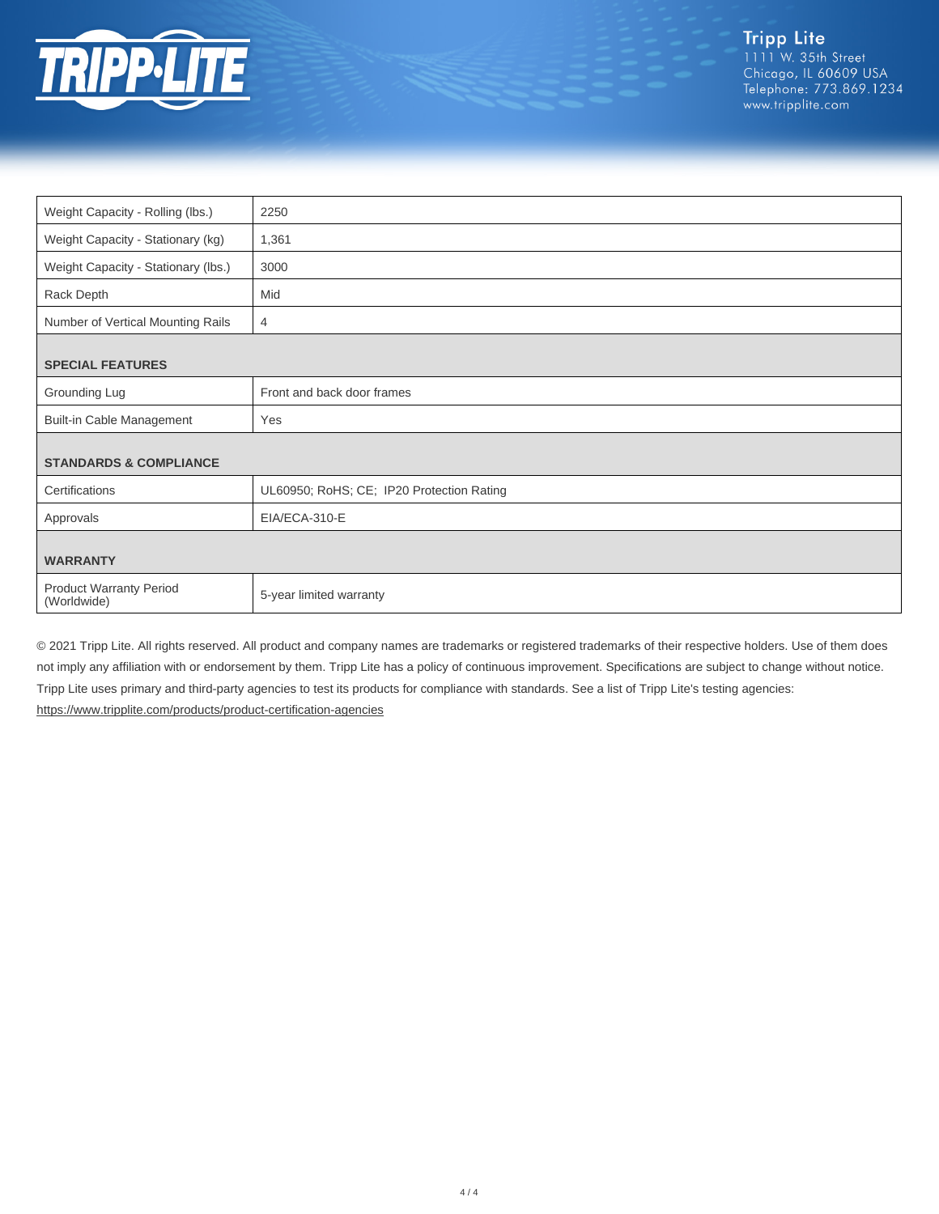| | |
|---|---|
| Weight Capacity - Rolling (lbs.) | 2250 |
| Weight Capacity - Stationary (kg) | 1,361 |
| Weight Capacity - Stationary (lbs.) | 3000 |
| Rack Depth | Mid |
| Number of Vertical Mounting Rails | 4 |
| **SPECIAL FEATURES** | |
| Grounding Lug | Front and back door frames |
| Built-in Cable Management | Yes |
| **STANDARDS & COMPLIANCE** | |
| Certifications | UL60950; RoHS; CE; IP20 Protection Rating |
| Approvals | EIA/ECA-310-E |
| **WARRANTY** | |
| Product Warranty Period (Worldwide) | 5-year limited warranty |

© 2021 Tripp Lite. All rights reserved. All product and company names are trademarks or registered trademarks of their respective holders. Use of them does not imply any affiliation with or endorsement by them. Tripp Lite has a policy of continuous improvement. Specifications are subject to change without notice. Tripp Lite uses primary and third-party agencies to test its products for compliance with standards. See a list of Tripp Lite's testing agencies: https://www.tripplite.com/products/product-certification-agencies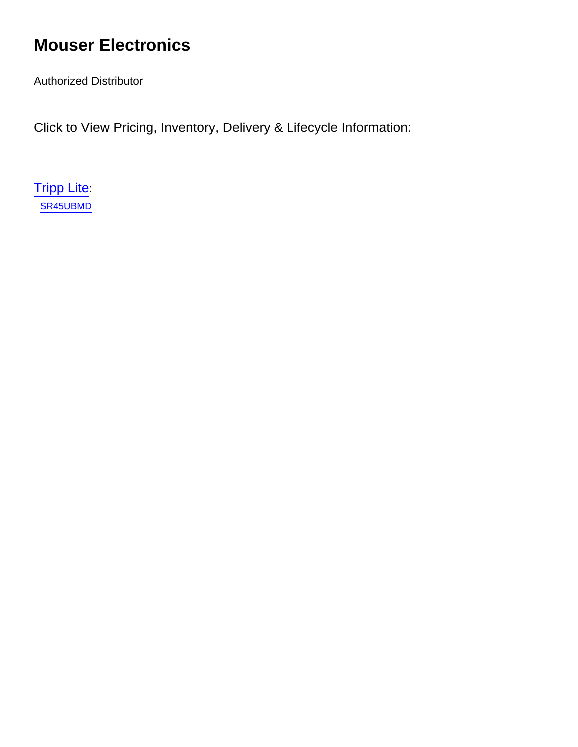# Mouser Electronics

Authorized Distributor

Click to View Pricing, Inventory, Delivery & Lifecycle Information:

Tripp Lite:

SR45UBMD